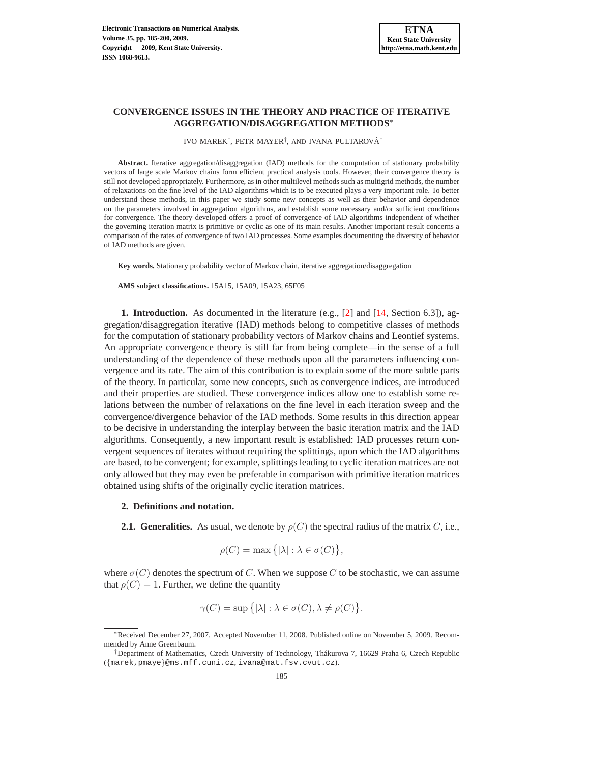# CONVERGENCE ISSUES IN THE THEORY AND PRACTICE OF ITERATIVE AGGREGATION/DISAGGREGATION METHODS*

IVO MAREK†, PETR MAYER†, AND IVANA PULTAROVÁ†

**Abstract.** Iterative aggregation/disaggregation (IAD) methods for the computation of stationary probability vectors of large scale Markov chains form efficient practical analysis tools. However, their convergence theory is still not developed appropriately. Furthermore, as in other multilevel methods such as multigrid methods, the number of relaxations on the fine level of the IAD algorithms which is to be executed plays a very important role. To better understand these methods, in this paper we study some new concepts as well as their behavior and dependence on the parameters involved in aggregation algorithms, and establish some necessary and/or sufficient conditions for convergence. The theory developed offers a proof of convergence of IAD algorithms independent of whether the governing iteration matrix is primitive or cyclic as one of its main results. Another important result concerns a comparison of the rates of convergence of two IAD processes. Some examples documenting the diversity of behavior of IAD methods are given.

**Key words.** Stationary probability vector of Markov chain, iterative aggregation/disaggregation

**AMS subject classifications.** 15A15, 15A09, 15A23, 65F05

## 1. Introduction.

As documented in the literature (e.g., [2] and [14, Section 6.3]), aggregation/disaggregation iterative (IAD) methods belong to competitive classes of methods for the computation of stationary probability vectors of Markov chains and Leontief systems. An appropriate convergence theory is still far from being complete—in the sense of a full understanding of the dependence of these methods upon all the parameters influencing convergence and its rate. The aim of this contribution is to explain some of the more subtle parts of the theory. In particular, some new concepts, such as convergence indices, are introduced and their properties are studied. These convergence indices allow one to establish some relations between the number of relaxations on the fine level in each iteration sweep and the convergence/divergence behavior of the IAD methods. Some results in this direction appear to be decisive in understanding the interplay between the basic iteration matrix and the IAD algorithms. Consequently, a new important result is established: IAD processes return convergent sequences of iterates without requiring the splittings, upon which the IAD algorithms are based, to be convergent; for example, splittings leading to cyclic iteration matrices are not only allowed but they may even be preferable in comparison with primitive iteration matrices obtained using shifts of the originally cyclic iteration matrices.

## 2. Definitions and notation.

### 2.1. Generalities.

As usual, we denote by $\rho(C)$ the spectral radius of the matrix $C$, i.e.,

$$\rho(C) = \max\{|\lambda| : \lambda \in \sigma(C)\},$$

where $\sigma(C)$ denotes the spectrum of $C$. When we suppose $C$ to be stochastic, we can assume that $\rho(C) = 1$. Further, we define the quantity

$$\gamma(C) = \sup\{|\lambda| : \lambda \in \sigma(C), \lambda \neq \rho(C)\}.$$

---

*Received December 27, 2007. Accepted November 11, 2008. Published online on November 5, 2009. Recommended by Anne Greenbaum.

†Department of Mathematics, Czech University of Technology, Thákurova 7, 16629 Praha 6, Czech Republic ({marek,pmaye}@ms.mff.cuni.cz, ivana@mat.fsv.cvut.cz).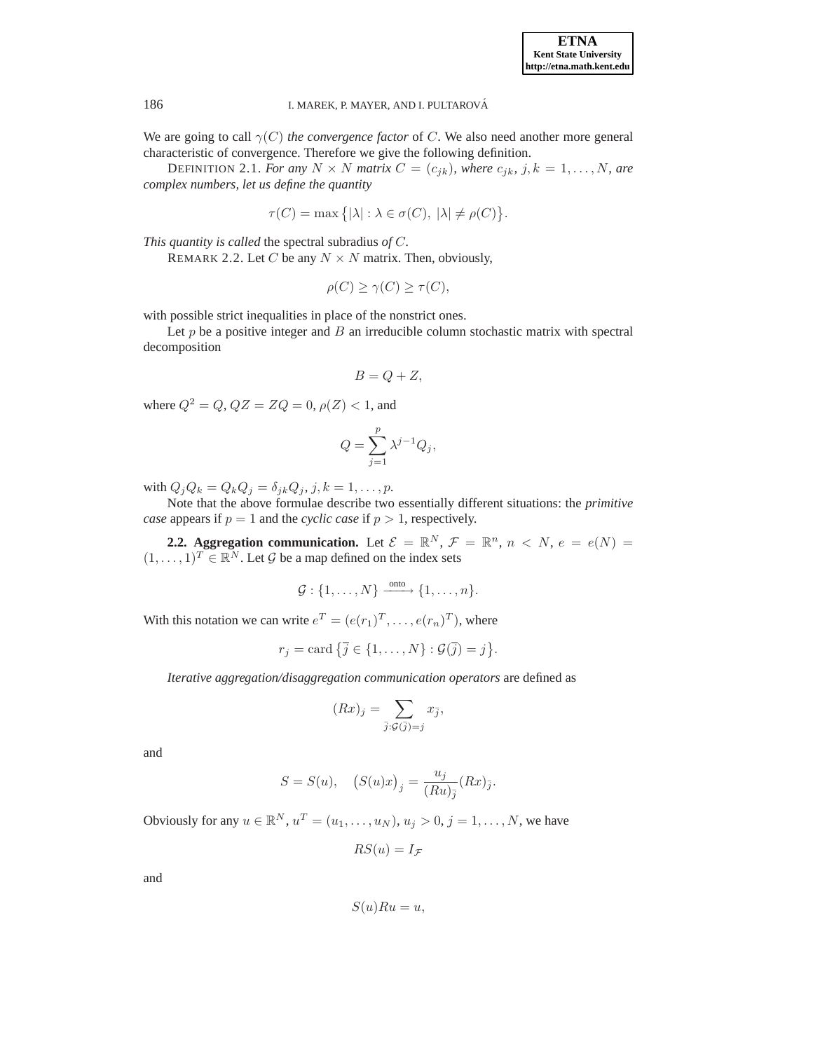We are going to call $\gamma(C)$ *the convergence factor* of $C$. We also need another more general characteristic of convergence. Therefore we give the following definition.

DEFINITION 2.1. *For any $N \times N$ matrix $C = (c_{jk})$, where $c_{jk}$, $j, k = 1, \ldots, N$, are complex numbers, let us define the quantity*

$$\tau(C) = \max\{|\lambda| : \lambda \in \sigma(C),\ |\lambda| \neq \rho(C)\}.$$

*This quantity is called* the spectral subradius *of $C$.*

REMARK 2.2. Let $C$ be any $N \times N$ matrix. Then, obviously,

$$\rho(C) \geq \gamma(C) \geq \tau(C),$$

with possible strict inequalities in place of the nonstrict ones.

Let $p$ be a positive integer and $B$ an irreducible column stochastic matrix with spectral decomposition

$$B = Q + Z,$$

where $Q^2 = Q$, $QZ = ZQ = 0$, $\rho(Z) < 1$, and

$$Q = \sum_{j=1}^{p} \lambda^{j-1} Q_j,$$

with $Q_j Q_k = Q_k Q_j = \delta_{jk} Q_j$, $j, k = 1, \ldots, p$.

Note that the above formulae describe two essentially different situations: the *primitive case* appears if $p = 1$ and the *cyclic case* if $p > 1$, respectively.

**2.2. Aggregation communication.** Let $\mathcal{E} = \mathbb{R}^N$, $\mathcal{F} = \mathbb{R}^n$, $n < N$, $e = e(N) = (1, \ldots, 1)^T \in \mathbb{R}^N$. Let $\mathcal{G}$ be a map defined on the index sets

$$\mathcal{G} : \{1, \ldots, N\} \xrightarrow{\text{onto}} \{1, \ldots, n\}.$$

With this notation we can write $e^T = (e(r_1)^T, \ldots, e(r_n)^T)$, where

$$r_j = \operatorname{card}\{\overline{j} \in \{1, \ldots, N\} : \mathcal{G}(\overline{j}) = j\}.$$

*Iterative aggregation/disaggregation communication operators* are defined as

$$(Rx)_j = \sum_{\overline{j} : \mathcal{G}(\overline{j}) = j} x_{\overline{j}},$$

and

$$S = S(u), \quad \bigl(S(u)x\bigr)_j = \frac{u_j}{(Ru)_{\overline{j}}}(Rx)_{\overline{j}}.$$

Obviously for any $u \in \mathbb{R}^N$, $u^T = (u_1, \ldots, u_N)$, $u_j > 0$, $j = 1, \ldots, N$, we have

$$RS(u) = I_{\mathcal{F}}$$

and

$$S(u)Ru = u,$$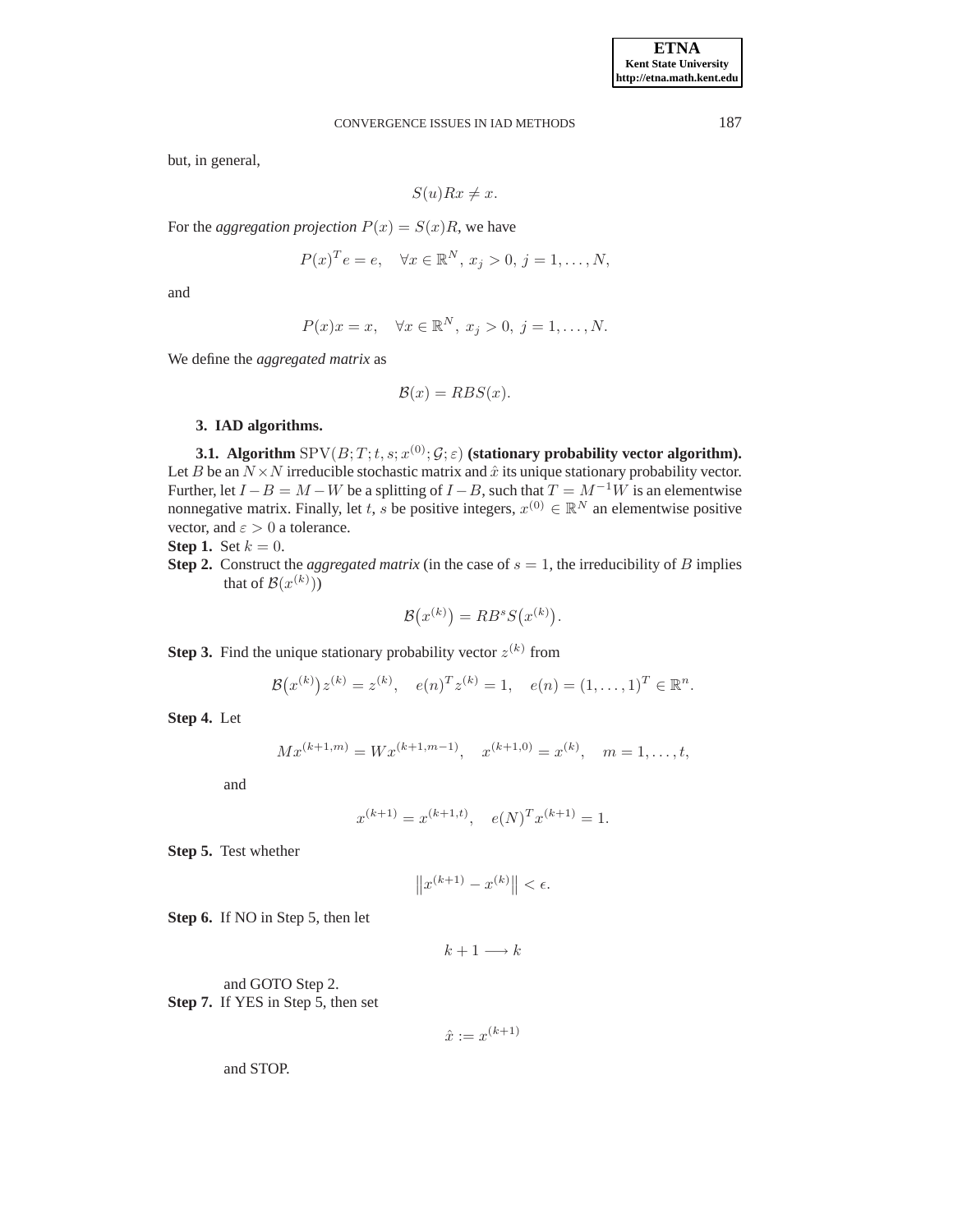but, in general,

$$S(u)Rx \neq x.$$

For the *aggregation projection* $P(x) = S(x)R$, we have

$$P(x)^T e = e, \quad \forall x \in \mathbb{R}^N,\ x_j > 0,\ j = 1, \ldots, N,$$

and

$$P(x)x = x, \quad \forall x \in \mathbb{R}^N,\ x_j > 0,\ j = 1, \ldots, N.$$

We define the *aggregated matrix* as

$$\mathcal{B}(x) = RBS(x).$$

## 3. IAD algorithms.

**3.1. Algorithm** $\mathrm{SPV}(B; T; t, s; x^{(0)}; \mathcal{G}; \varepsilon)$ **(stationary probability vector algorithm).** Let $B$ be an $N \times N$ irreducible stochastic matrix and $\hat{x}$ its unique stationary probability vector. Further, let $I - B = M - W$ be a splitting of $I - B$, such that $T = M^{-1}W$ is an elementwise nonnegative matrix. Finally, let $t$, $s$ be positive integers, $x^{(0)} \in \mathbb{R}^N$ an elementwise positive vector, and $\varepsilon > 0$ a tolerance.

**Step 1.** Set $k = 0$.

**Step 2.** Construct the *aggregated matrix* (in the case of $s = 1$, the irreducibility of $B$ implies that of $\mathcal{B}(x^{(k)})$)

$$\mathcal{B}\big(x^{(k)}\big) = RB^s S\big(x^{(k)}\big).$$

**Step 3.** Find the unique stationary probability vector $z^{(k)}$ from

$$\mathcal{B}\big(x^{(k)}\big)z^{(k)} = z^{(k)}, \quad e(n)^T z^{(k)} = 1, \quad e(n) = (1, \ldots, 1)^T \in \mathbb{R}^n.$$

**Step 4.** Let

$$Mx^{(k+1,m)} = Wx^{(k+1,m-1)}, \quad x^{(k+1,0)} = x^{(k)}, \quad m = 1, \ldots, t,$$

and

$$x^{(k+1)} = x^{(k+1,t)}, \quad e(N)^T x^{(k+1)} = 1.$$

**Step 5.** Test whether

$$\big\|x^{(k+1)} - x^{(k)}\big\| < \epsilon.$$

**Step 6.** If NO in Step 5, then let

$$k + 1 \longrightarrow k$$

and GOTO Step 2.

**Step 7.** If YES in Step 5, then set

$$\hat{x} := x^{(k+1)}$$

and STOP.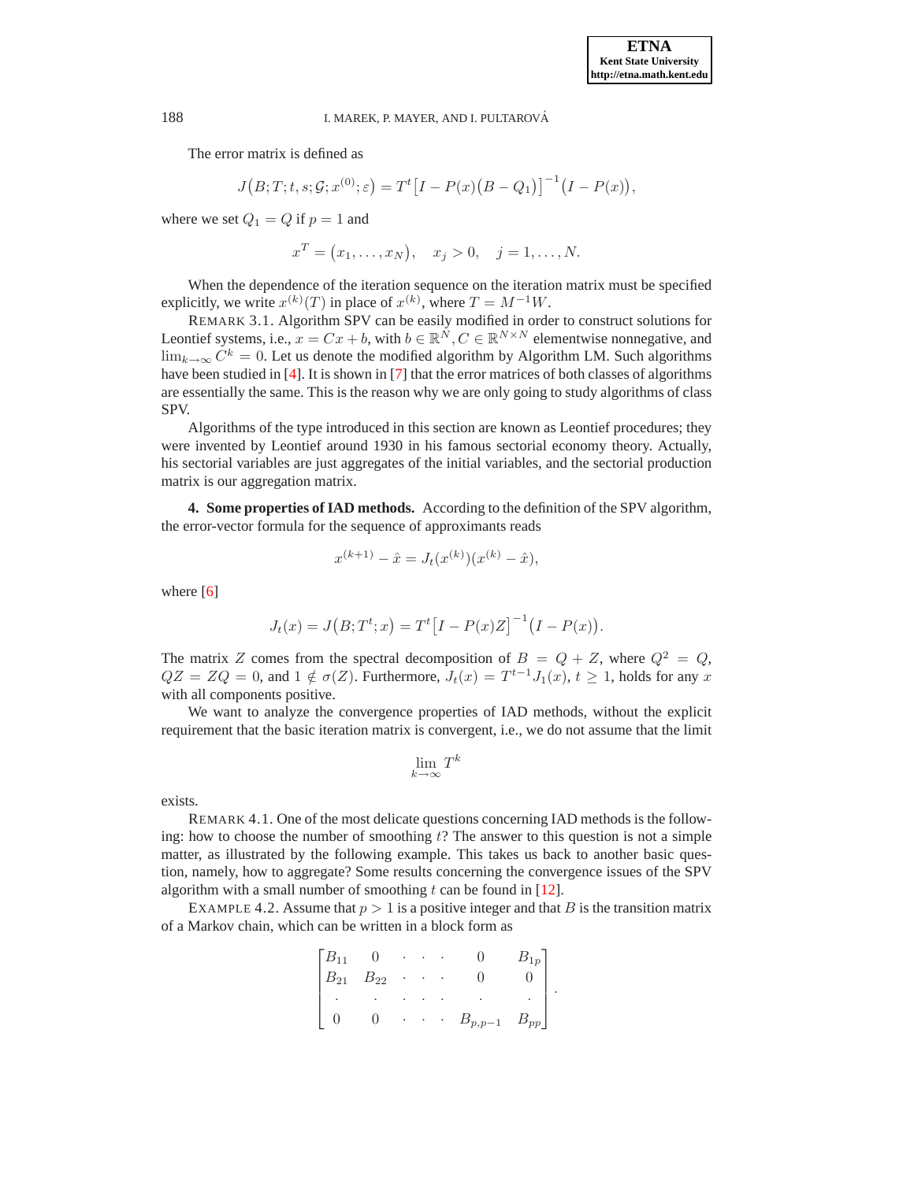The error matrix is defined as

$$J\big(B;T;t,s;\mathcal{G};x^{(0)};\varepsilon\big) = T^t\big[I - P(x)\big(B - Q_1\big)\big]^{-1}\big(I - P(x)\big),$$

where we set $Q_1 = Q$ if $p = 1$ and

$$x^T = \big(x_1, \ldots, x_N\big), \quad x_j > 0, \quad j = 1, \ldots, N.$$

When the dependence of the iteration sequence on the iteration matrix must be specified explicitly, we write $x^{(k)}(T)$ in place of $x^{(k)}$, where $T = M^{-1}W$.

REMARK 3.1. Algorithm SPV can be easily modified in order to construct solutions for Leontief systems, i.e., $x = Cx + b$, with $b \in \mathbb{R}^N, C \in \mathbb{R}^{N\times N}$ elementwise nonnegative, and $\lim_{k\to\infty} C^k = 0$. Let us denote the modified algorithm by Algorithm LM. Such algorithms have been studied in [4]. It is shown in [7] that the error matrices of both classes of algorithms are essentially the same. This is the reason why we are only going to study algorithms of class SPV.

Algorithms of the type introduced in this section are known as Leontief procedures; they were invented by Leontief around 1930 in his famous sectorial economy theory. Actually, his sectorial variables are just aggregates of the initial variables, and the sectorial production matrix is our aggregation matrix.

## 4. Some properties of IAD methods.

According to the definition of the SPV algorithm, the error-vector formula for the sequence of approximants reads

$$x^{(k+1)} - \hat{x} = J_t(x^{(k)})(x^{(k)} - \hat{x}),$$

where [6]

$$J_t(x) = J\big(B;T^t;x\big) = T^t\big[I - P(x)Z\big]^{-1}\big(I - P(x)\big).$$

The matrix $Z$ comes from the spectral decomposition of $B = Q + Z$, where $Q^2 = Q$, $QZ = ZQ = 0$, and $1 \notin \sigma(Z)$. Furthermore, $J_t(x) = T^{t-1}J_1(x)$, $t \geq 1$, holds for any $x$ with all components positive.

We want to analyze the convergence properties of IAD methods, without the explicit requirement that the basic iteration matrix is convergent, i.e., we do not assume that the limit

$$\lim_{k\to\infty} T^k$$

exists.

REMARK 4.1. One of the most delicate questions concerning IAD methods is the following: how to choose the number of smoothing $t$? The answer to this question is not a simple matter, as illustrated by the following example. This takes us back to another basic question, namely, how to aggregate? Some results concerning the convergence issues of the SPV algorithm with a small number of smoothing $t$ can be found in [12].

EXAMPLE 4.2. Assume that $p > 1$ is a positive integer and that $B$ is the transition matrix of a Markov chain, which can be written in a block form as

$$\begin{bmatrix} B_{11} & 0 & \cdot & \cdot & \cdot & 0 & B_{1p} \\ B_{21} & B_{22} & \cdot & \cdot & \cdot & 0 & 0 \\ \cdot & \cdot & \cdot & \cdot & \cdot & \cdot & \cdot \\ 0 & 0 & \cdot & \cdot & \cdot & B_{p,p-1} & B_{pp} \end{bmatrix}.$$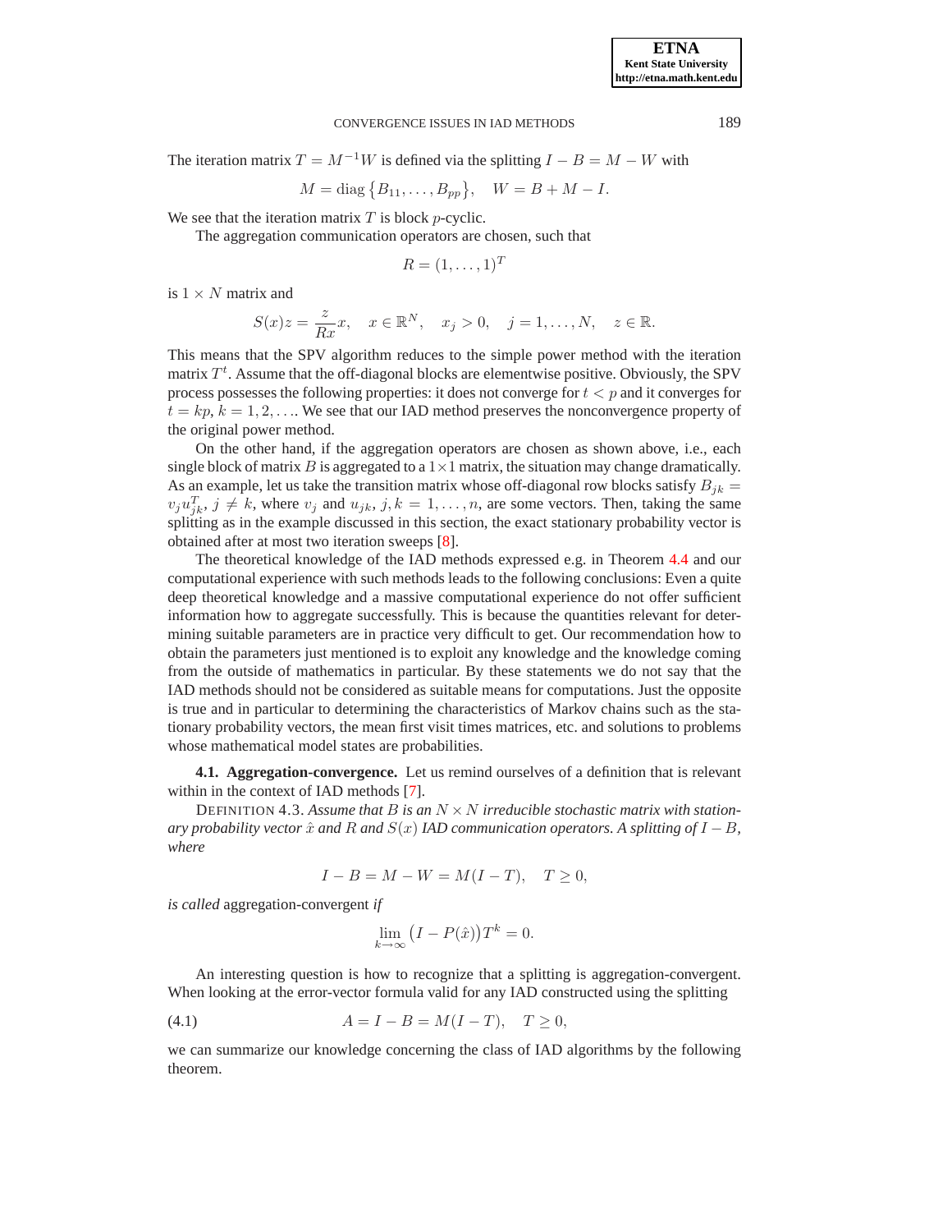The iteration matrix $T = M^{-1}W$ is defined via the splitting $I - B = M - W$ with

$$M = \text{diag}\{B_{11}, \ldots, B_{pp}\}, \quad W = B + M - I.$$

We see that the iteration matrix $T$ is block $p$-cyclic.

The aggregation communication operators are chosen, such that

$$R = (1, \ldots, 1)^T$$

is $1 \times N$ matrix and

$$S(x)z = \frac{z}{Rx}x, \quad x \in \mathbb{R}^N, \quad x_j > 0, \quad j = 1, \ldots, N, \quad z \in \mathbb{R}.$$

This means that the SPV algorithm reduces to the simple power method with the iteration matrix $T^t$. Assume that the off-diagonal blocks are elementwise positive. Obviously, the SPV process possesses the following properties: it does not converge for $t < p$ and it converges for $t = kp$, $k = 1, 2, \ldots$. We see that our IAD method preserves the nonconvergence property of the original power method.

On the other hand, if the aggregation operators are chosen as shown above, i.e., each single block of matrix $B$ is aggregated to a $1 \times 1$ matrix, the situation may change dramatically. As an example, let us take the transition matrix whose off-diagonal row blocks satisfy $B_{jk} = v_j u_{jk}^T$, $j \neq k$, where $v_j$ and $u_{jk}$, $j, k = 1, \ldots, n$, are some vectors. Then, taking the same splitting as in the example discussed in this section, the exact stationary probability vector is obtained after at most two iteration sweeps [8].

The theoretical knowledge of the IAD methods expressed e.g. in Theorem 4.4 and our computational experience with such methods leads to the following conclusions: Even a quite deep theoretical knowledge and a massive computational experience do not offer sufficient information how to aggregate successfully. This is because the quantities relevant for determining suitable parameters are in practice very difficult to get. Our recommendation how to obtain the parameters just mentioned is to exploit any knowledge and the knowledge coming from the outside of mathematics in particular. By these statements we do not say that the IAD methods should not be considered as suitable means for computations. Just the opposite is true and in particular to determining the characteristics of Markov chains such as the stationary probability vectors, the mean first visit times matrices, etc. and solutions to problems whose mathematical model states are probabilities.

### 4.1. Aggregation-convergence.

Let us remind ourselves of a definition that is relevant within in the context of IAD methods [7].

DEFINITION 4.3. *Assume that $B$ is an $N \times N$ irreducible stochastic matrix with stationary probability vector $\hat{x}$ and $R$ and $S(x)$ IAD communication operators. A splitting of $I - B$, where*

$$I - B = M - W = M(I - T), \quad T \geq 0,$$

*is called* aggregation-convergent *if*

$$\lim_{k \to \infty} \big(I - P(\hat{x})\big)T^k = 0.$$

An interesting question is how to recognize that a splitting is aggregation-convergent. When looking at the error-vector formula valid for any IAD constructed using the splitting

$$A = I - B = M(I - T), \quad T \geq 0, \tag{4.1}$$

we can summarize our knowledge concerning the class of IAD algorithms by the following theorem.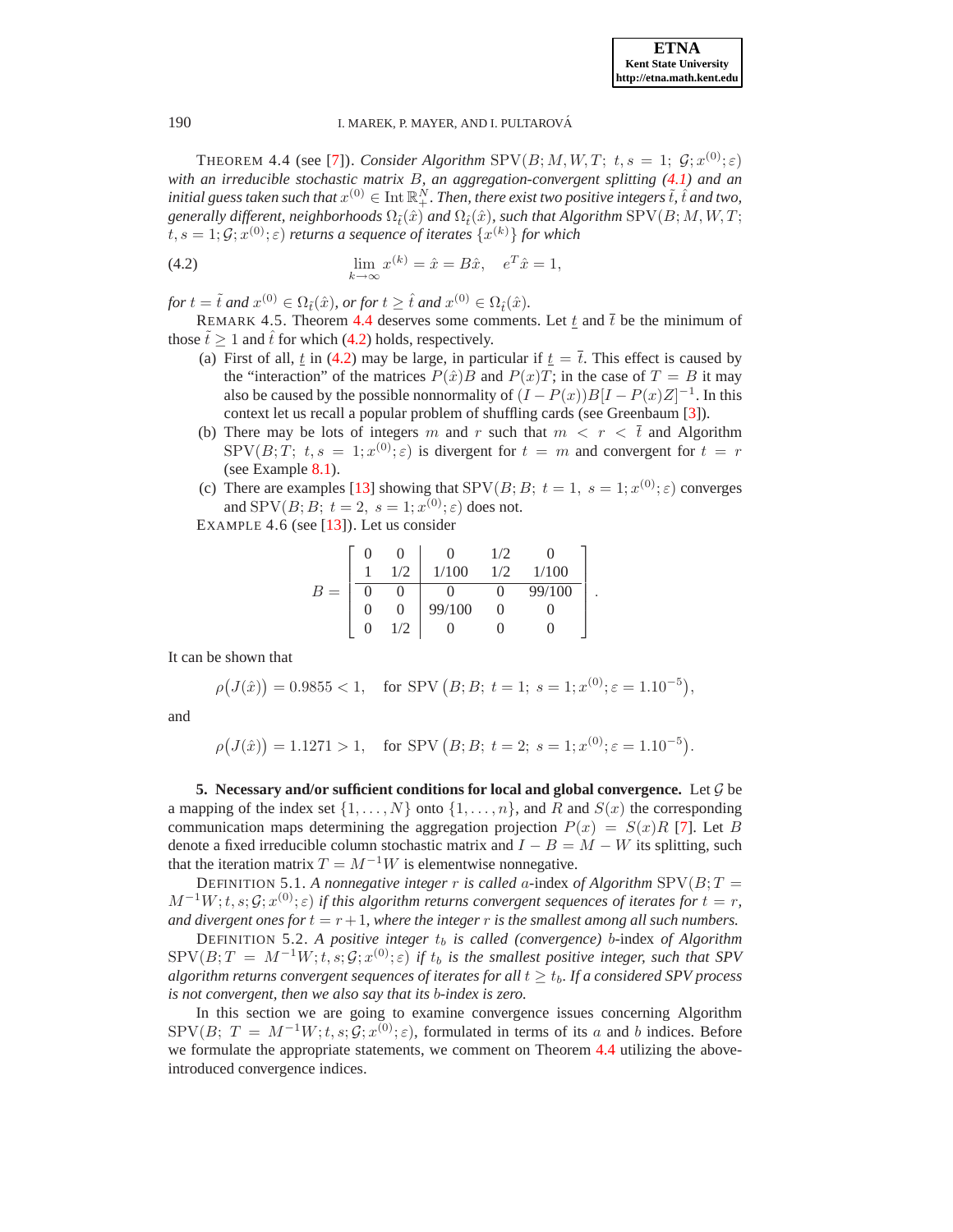THEOREM 4.4 (see [7]). *Consider Algorithm* $\mathrm{SPV}(B; M, W, T;\ t, s = 1;\ \mathcal{G}; x^{(0)}; \varepsilon)$ *with an irreducible stochastic matrix* $B$*, an aggregation-convergent splitting (4.1) and an initial guess taken such that* $x^{(0)} \in \mathrm{Int}\,\mathbb{R}^N_+$*. Then, there exist two positive integers* $\tilde{t}, \hat{t}$ *and two, generally different, neighborhoods* $\Omega_{\tilde{t}}(\hat{x})$ *and* $\Omega_{\hat{t}}(\hat{x})$*, such that Algorithm* $\mathrm{SPV}(B; M, W, T; t, s = 1; \mathcal{G}; x^{(0)}; \varepsilon)$ *returns a sequence of iterates* $\{x^{(k)}\}$ *for which*

$$\lim_{k\to\infty} x^{(k)} = \hat{x} = B\hat{x}, \quad e^T\hat{x} = 1, \tag{4.2}$$

*for* $t = \tilde{t}$ *and* $x^{(0)} \in \Omega_{\tilde{t}}(\hat{x})$*, or for* $t \geq \hat{t}$ *and* $x^{(0)} \in \Omega_{\hat{t}}(\hat{x})$*.*

REMARK 4.5. Theorem 4.4 deserves some comments. Let $\underline{t}$ and $\overline{t}$ be the minimum of those $\tilde{t} \geq 1$ and $\hat{t}$ for which (4.2) holds, respectively.

(a) First of all, $\underline{t}$ in (4.2) may be large, in particular if $\underline{t} = \overline{t}$. This effect is caused by the "interaction" of the matrices $P(\hat{x})B$ and $P(x)T$; in the case of $T = B$ it may also be caused by the possible nonnormality of $(I - P(x))B[I - P(x)Z]^{-1}$. In this context let us recall a popular problem of shuffling cards (see Greenbaum [3]).

(b) There may be lots of integers $m$ and $r$ such that $m < r < \overline{t}$ and Algorithm $\mathrm{SPV}(B; T;\ t, s = 1; x^{(0)}; \varepsilon)$ is divergent for $t = m$ and convergent for $t = r$ (see Example 8.1).

(c) There are examples [13] showing that $\mathrm{SPV}(B; B;\ t = 1,\ s = 1; x^{(0)}; \varepsilon)$ converges and $\mathrm{SPV}(B; B;\ t = 2,\ s = 1; x^{(0)}; \varepsilon)$ does not.

EXAMPLE 4.6 (see [13]). Let us consider

$$B = \left[\begin{array}{cc|ccc} 0 & 0 & 0 & 1/2 & 0 \\ 1 & 1/2 & 1/100 & 1/2 & 1/100 \\ \hline 0 & 0 & 0 & 0 & 99/100 \\ 0 & 0 & 99/100 & 0 & 0 \\ 0 & 1/2 & 0 & 0 & 0 \end{array}\right].$$

It can be shown that

$$\rho\big(J(\hat{x})\big) = 0.9855 < 1, \quad \text{for SPV}\ \big(B; B;\ t = 1;\ s = 1; x^{(0)}; \varepsilon = 1.10^{-5}\big),$$

and

$$\rho\big(J(\hat{x})\big) = 1.1271 > 1, \quad \text{for SPV}\ \big(B; B;\ t = 2;\ s = 1; x^{(0)}; \varepsilon = 1.10^{-5}\big).$$

## 5. Necessary and/or sufficient conditions for local and global convergence.

Let $\mathcal{G}$ be a mapping of the index set $\{1, \ldots, N\}$ onto $\{1, \ldots, n\}$, and $R$ and $S(x)$ the corresponding communication maps determining the aggregation projection $P(x) = S(x)R$ [7]. Let $B$ denote a fixed irreducible column stochastic matrix and $I - B = M - W$ its splitting, such that the iteration matrix $T = M^{-1}W$ is elementwise nonnegative.

DEFINITION 5.1. *A nonnegative integer* $r$ *is called* $a$-index *of Algorithm* $\mathrm{SPV}(B; T = M^{-1}W; t, s; \mathcal{G}; x^{(0)}; \varepsilon)$ *if this algorithm returns convergent sequences of iterates for* $t = r$*, and divergent ones for* $t = r + 1$*, where the integer* $r$ *is the smallest among all such numbers.*

DEFINITION 5.2. *A positive integer* $t_b$ *is called (convergence)* $b$-index *of Algorithm* $\mathrm{SPV}(B; T = M^{-1}W; t, s; \mathcal{G}; x^{(0)}; \varepsilon)$ *if* $t_b$ *is the smallest positive integer, such that SPV algorithm returns convergent sequences of iterates for all* $t \geq t_b$*. If a considered SPV process is not convergent, then we also say that its* $b$*-index is zero.*

In this section we are going to examine convergence issues concerning Algorithm $\mathrm{SPV}(B;\ T = M^{-1}W; t, s; \mathcal{G}; x^{(0)}; \varepsilon)$, formulated in terms of its $a$ and $b$ indices. Before we formulate the appropriate statements, we comment on Theorem 4.4 utilizing the above-introduced convergence indices.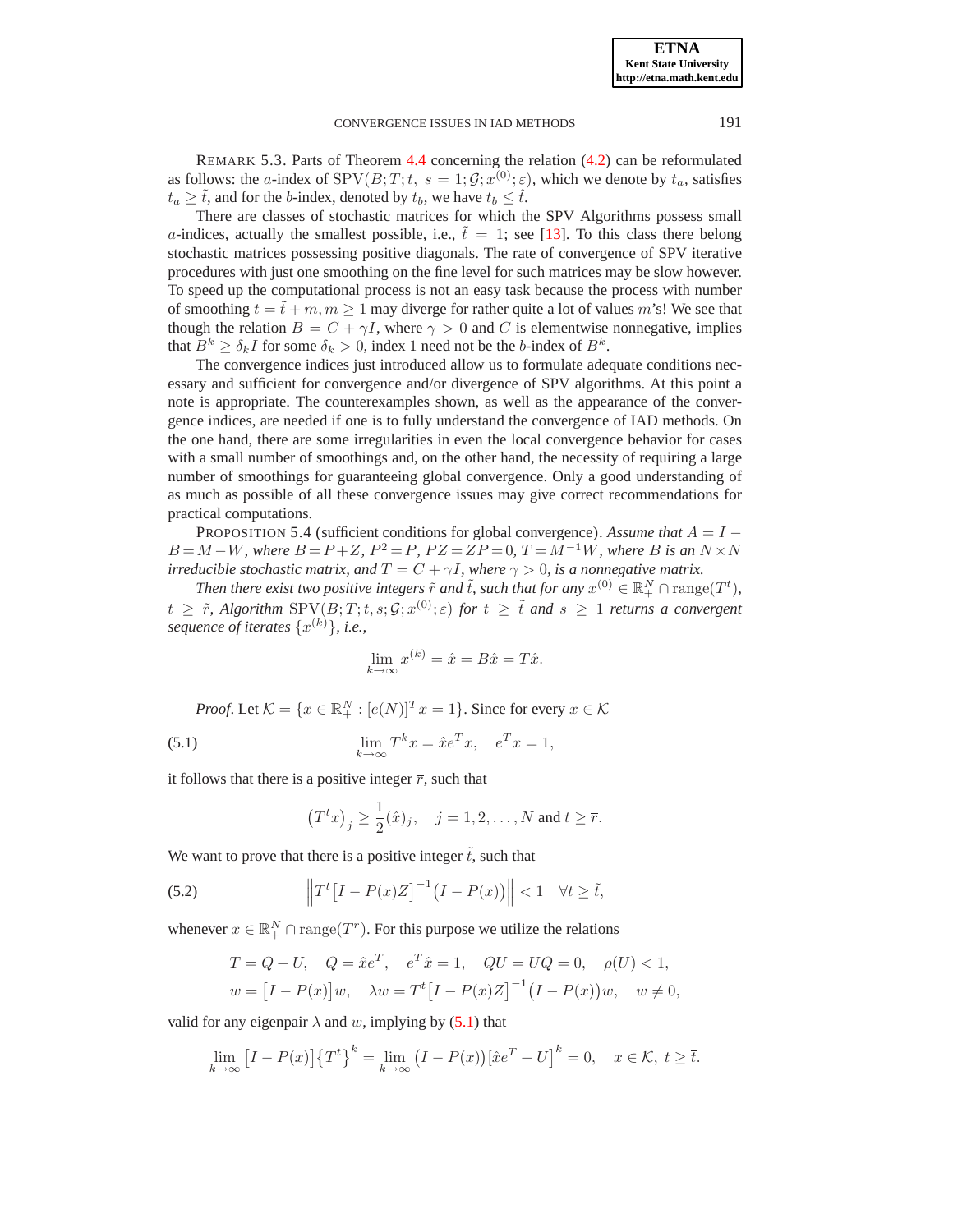REMARK 5.3. Parts of Theorem 4.4 concerning the relation (4.2) can be reformulated as follows: the $a$-index of $\mathrm{SPV}(B;T;t,\ s=1;\mathcal{G};x^{(0)};\varepsilon)$, which we denote by $t_a$, satisfies $t_a \geq \tilde{t}$, and for the $b$-index, denoted by $t_b$, we have $t_b \leq \hat{t}$.

There are classes of stochastic matrices for which the SPV Algorithms possess small $a$-indices, actually the smallest possible, i.e., $\tilde{t} = 1$; see [13]. To this class there belong stochastic matrices possessing positive diagonals. The rate of convergence of SPV iterative procedures with just one smoothing on the fine level for such matrices may be slow however. To speed up the computational process is not an easy task because the process with number of smoothing $t = \tilde{t} + m, m \geq 1$ may diverge for rather quite a lot of values $m$'s! We see that though the relation $B = C + \gamma I$, where $\gamma > 0$ and $C$ is elementwise nonnegative, implies that $B^k \geq \delta_k I$ for some $\delta_k > 0$, index 1 need not be the $b$-index of $B^k$.

The convergence indices just introduced allow us to formulate adequate conditions necessary and sufficient for convergence and/or divergence of SPV algorithms. At this point a note is appropriate. The counterexamples shown, as well as the appearance of the convergence indices, are needed if one is to fully understand the convergence of IAD methods. On the one hand, there are some irregularities in even the local convergence behavior for cases with a small number of smoothings and, on the other hand, the necessity of requiring a large number of smoothings for guaranteeing global convergence. Only a good understanding of as much as possible of all these convergence issues may give correct recommendations for practical computations.

PROPOSITION 5.4 (sufficient conditions for global convergence). *Assume that $A = I - B = M - W$, where $B = P + Z$, $P^2 = P$, $PZ = ZP = 0$, $T = M^{-1}W$, where $B$ is an $N \times N$ irreducible stochastic matrix, and $T = C + \gamma I$, where $\gamma > 0$, is a nonnegative matrix.*

*Then there exist two positive integers $\tilde{r}$ and $\tilde{t}$, such that for any $x^{(0)} \in \mathbb{R}^N_+ \cap \mathrm{range}(T^t)$, $t \geq \tilde{r}$, Algorithm $\mathrm{SPV}(B;T;t,s;\mathcal{G};x^{(0)};\varepsilon)$ for $t \geq \tilde{t}$ and $s \geq 1$ returns a convergent sequence of iterates $\{x^{(k)}\}$, i.e.,*

$$\lim_{k\to\infty} x^{(k)} = \hat{x} = B\hat{x} = T\hat{x}.$$

*Proof.* Let $\mathcal{K} = \{x \in \mathbb{R}^N_+ : [e(N)]^T x = 1\}$. Since for every $x \in \mathcal{K}$

$$\lim_{k\to\infty} T^k x = \hat{x} e^T x, \quad e^T x = 1, \tag{5.1}$$

it follows that there is a positive integer $\overline{r}$, such that

$$\left(T^t x\right)_j \geq \frac{1}{2}(\hat{x})_j, \quad j = 1, 2, \ldots, N \text{ and } t \geq \overline{r}.$$

We want to prove that there is a positive integer $\tilde{t}$, such that

$$\left\| T^t \left[I - P(x)Z\right]^{-1} \left(I - P(x)\right) \right\| < 1 \quad \forall t \geq \tilde{t}, \tag{5.2}$$

whenever $x \in \mathbb{R}^N_+ \cap \mathrm{range}(T^{\overline{r}})$. For this purpose we utilize the relations

$$T = Q + U, \quad Q = \hat{x}e^T, \quad e^T\hat{x} = 1, \quad QU = UQ = 0, \quad \rho(U) < 1,$$
$$w = \left[I - P(x)\right]w, \quad \lambda w = T^t\left[I - P(x)Z\right]^{-1}\left(I - P(x)\right)w, \quad w \neq 0,$$

valid for any eigenpair $\lambda$ and $w$, implying by (5.1) that

$$\lim_{k\to\infty} \left[I - P(x)\right]\left\{T^t\right\}^k = \lim_{k\to\infty} \left(I - P(x)\right)\left[\hat{x}e^T + U\right]^k = 0, \quad x \in \mathcal{K},\ t \geq \overline{t}.$$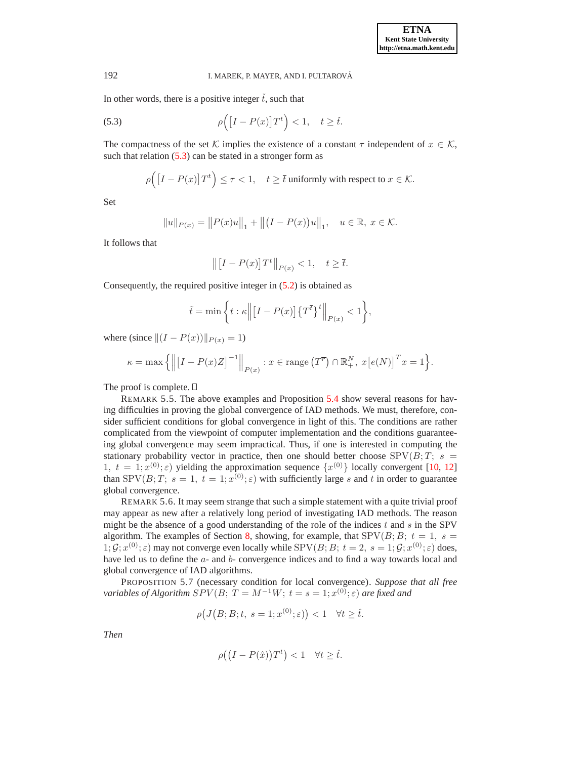In other words, there is a positive integer $\check{t}$, such that

$$\rho\Big(\big[I - P(x)\big]T^t\Big) < 1, \quad t \geq \check{t}. \tag{5.3}$$

The compactness of the set $\mathcal{K}$ implies the existence of a constant $\tau$ independent of $x \in \mathcal{K}$, such that relation (5.3) can be stated in a stronger form as

$$\rho\Big(\big[I - P(x)\big]T^t\Big) \leq \tau < 1, \quad t \geq \overline{t} \text{ uniformly with respect to } x \in \mathcal{K}.$$

Set

$$\|u\|_{P(x)} = \big\|P(x)u\big\|_1 + \big\|\big(I - P(x)\big)u\big\|_1, \quad u \in \mathbb{R},\ x \in \mathcal{K}.$$

It follows that

$$\big\|\big[I - P(x)\big]T^t\big\|_{P(x)} < 1, \quad t \geq \overline{t}.$$

Consequently, the required positive integer in (5.2) is obtained as

$$\tilde{t} = \min\Big\{t : \kappa\Big\|\big[I - P(x)\big]\big\{T^{\overline{t}}\big\}^t\Big\|_{P(x)} < 1\Big\},$$

where (since $\|(I - P(x))\|_{P(x)} = 1$)

$$\kappa = \max\Big\{\Big\|\big[I - P(x)Z\big]^{-1}\Big\|_{P(x)} : x \in \text{range}\left(T^{\overline{\tau}}\right) \cap \mathbb{R}^N_+,\ x\big[e(N)\big]^T x = 1\Big\}.$$

The proof is complete. □

REMARK 5.5. The above examples and Proposition 5.4 show several reasons for having difficulties in proving the global convergence of IAD methods. We must, therefore, consider sufficient conditions for global convergence in light of this. The conditions are rather complicated from the viewpoint of computer implementation and the conditions guaranteeing global convergence may seem impractical. Thus, if one is interested in computing the stationary probability vector in practice, then one should better choose $\text{SPV}(B; T;\ s = 1,\ t = 1; x^{(0)}; \varepsilon)$ yielding the approximation sequence $\{x^{(0)}\}$ locally convergent [10, 12] than $\text{SPV}(B; T;\ s = 1,\ t = 1; x^{(0)}; \varepsilon)$ with sufficiently large $s$ and $t$ in order to guarantee global convergence.

REMARK 5.6. It may seem strange that such a simple statement with a quite trivial proof may appear as new after a relatively long period of investigating IAD methods. The reason might be the absence of a good understanding of the role of the indices $t$ and $s$ in the SPV algorithm. The examples of Section 8, showing, for example, that $\text{SPV}(B; B;\ t = 1,\ s = 1; \mathcal{G}; x^{(0)}; \varepsilon)$ may not converge even locally while $\text{SPV}(B; B;\ t = 2,\ s = 1; \mathcal{G}; x^{(0)}; \varepsilon)$ does, have led us to define the $a$- and $b$- convergence indices and to find a way towards local and global convergence of IAD algorithms.

PROPOSITION 5.7 (necessary condition for local convergence). *Suppose that all free variables of Algorithm $SPV(B;\ T = M^{-1}W;\ t = s = 1; x^{(0)}; \varepsilon)$ are fixed and*

$$\rho\big(J\big(B; B; t,\ s = 1; x^{(0)}; \varepsilon\big)\big) < 1 \quad \forall t \geq \hat{t}.$$

*Then*

$$\rho\big(\big(I - P(\hat{x})\big)T^t\big) < 1 \quad \forall t \geq \hat{t}.$$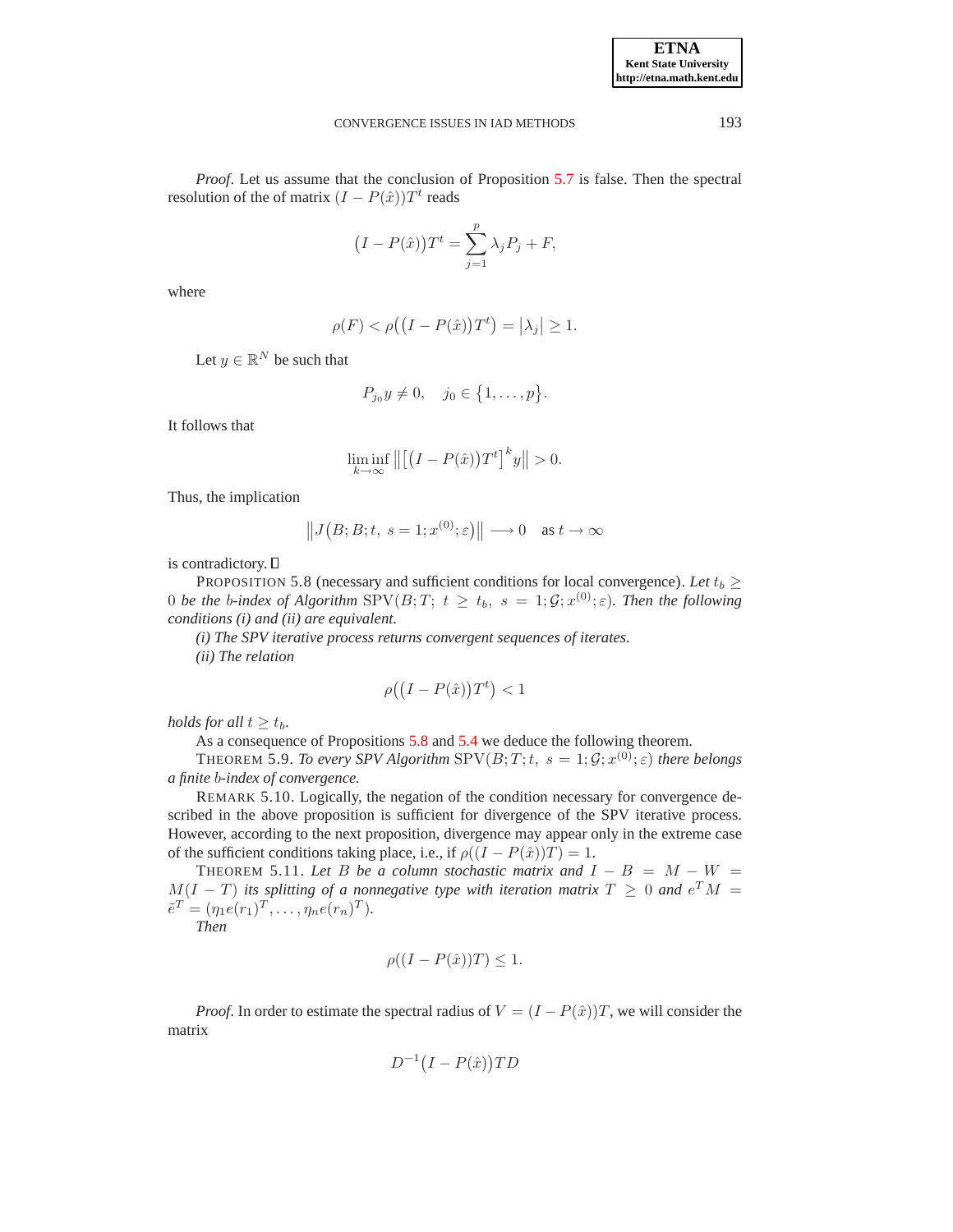*Proof*. Let us assume that the conclusion of Proposition 5.7 is false. Then the spectral resolution of the of matrix $(I - P(\hat{x}))T^t$ reads

$$\big(I - P(\hat{x})\big)T^t = \sum_{j=1}^{p} \lambda_j P_j + F,$$

where

$$\rho(F) < \rho\big(\big(I - P(\hat{x})\big)T^t\big) = \big|\lambda_j\big| \geq 1.$$

Let $y \in \mathbb{R}^N$ be such that

$$P_{j_0} y \neq 0, \quad j_0 \in \{1, \ldots, p\}.$$

It follows that

$$\liminf_{k \to \infty} \big\| \big[\big(I - P(\hat{x})\big)T^t\big]^k y \big\| > 0.$$

Thus, the implication

$$\big\| J\big(B; B; t,\ s = 1; x^{(0)}; \varepsilon\big) \big\| \longrightarrow 0 \quad \text{as } t \to \infty$$

is contradictory. □

PROPOSITION 5.8 (necessary and sufficient conditions for local convergence). *Let $t_b \geq 0$ be the $b$-index of Algorithm $\mathrm{SPV}(B; T;\ t \geq t_b,\ s = 1; \mathcal{G}; x^{(0)}; \varepsilon)$. Then the following conditions (i) and (ii) are equivalent.*

*(i) The SPV iterative process returns convergent sequences of iterates.*

*(ii) The relation*

$$\rho\big(\big(I - P(\hat{x})\big)T^t\big) < 1$$

*holds for all $t \geq t_b$.*

As a consequence of Propositions 5.8 and 5.4 we deduce the following theorem.

THEOREM 5.9. *To every SPV Algorithm $\mathrm{SPV}(B; T; t,\ s = 1; \mathcal{G}; x^{(0)}; \varepsilon)$ there belongs a finite $b$-index of convergence.*

REMARK 5.10. Logically, the negation of the condition necessary for convergence described in the above proposition is sufficient for divergence of the SPV iterative process. However, according to the next proposition, divergence may appear only in the extreme case of the sufficient conditions taking place, i.e., if $\rho((I - P(\hat{x}))T) = 1$.

THEOREM 5.11. *Let $B$ be a column stochastic matrix and $I - B = M - W = M(I - T)$ its splitting of a nonnegative type with iteration matrix $T \geq 0$ and $e^T M = \tilde{e}^T = (\eta_1 e(r_1)^T, \ldots, \eta_n e(r_n)^T)$.*

*Then*

$$\rho((I - P(\hat{x}))T) \leq 1.$$

*Proof*. In order to estimate the spectral radius of $V = (I - P(\hat{x}))T$, we will consider the matrix

$$D^{-1}\big(I - P(\hat{x})\big)TD$$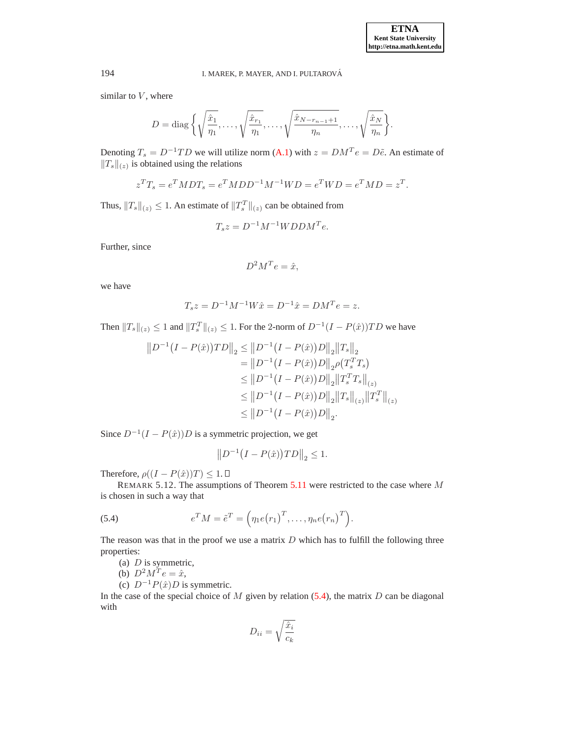similar to $V$, where

$$D = \text{diag}\left\{\sqrt{\frac{\hat{x}_1}{\eta_1}}, \ldots, \sqrt{\frac{\hat{x}_{r_1}}{\eta_1}}, \ldots, \sqrt{\frac{\hat{x}_{N-r_{n-1}+1}}{\eta_n}}, \ldots, \sqrt{\frac{\hat{x}_N}{\eta_n}}\right\}.$$

Denoting $T_s = D^{-1}TD$ we will utilize norm (A.1) with $z = DM^Te = D\tilde{e}$. An estimate of $\|T_s\|_{(z)}$ is obtained using the relations

$$z^T T_s = e^T MDT_s = e^T MDD^{-1}M^{-1}WD = e^T WD = e^T MD = z^T.$$

Thus, $\|T_s\|_{(z)} \leq 1$. An estimate of $\|T_s^T\|_{(z)}$ can be obtained from

$$T_s z = D^{-1}M^{-1}WDDM^Te.$$

Further, since

$$D^2 M^T e = \hat{x},$$

we have

$$T_s z = D^{-1}M^{-1}W\hat{x} = D^{-1}\hat{x} = DM^Te = z.$$

Then $\|T_s\|_{(z)} \leq 1$ and $\|T_s^T\|_{(z)} \leq 1$. For the 2-norm of $D^{-1}(I - P(\hat{x}))TD$ we have

$$\begin{aligned}
\left\|D^{-1}\big(I - P(\hat{x})\big)TD\right\|_2 &\leq \left\|D^{-1}\big(I - P(\hat{x})\big)D\right\|_2 \left\|T_s\right\|_2 \\
&= \left\|D^{-1}\big(I - P(\hat{x})\big)D\right\|_2 \rho\big(T_s^T T_s\big) \\
&\leq \left\|D^{-1}\big(I - P(\hat{x})\big)D\right\|_2 \left\|T_s^T T_s\right\|_{(z)} \\
&\leq \left\|D^{-1}\big(I - P(\hat{x})\big)D\right\|_2 \left\|T_s\right\|_{(z)} \left\|T_s^T\right\|_{(z)} \\
&\leq \left\|D^{-1}\big(I - P(\hat{x})\big)D\right\|_2.
\end{aligned}$$

Since $D^{-1}(I - P(\hat{x}))D$ is a symmetric projection, we get

$$\left\|D^{-1}\big(I - P(\hat{x})\big)TD\right\|_2 \leq 1.$$

Therefore, $\rho((I - P(\hat{x}))T) \leq 1$. □

REMARK 5.12. The assumptions of Theorem 5.11 were restricted to the case where $M$ is chosen in such a way that

$$e^T M = \tilde{e}^T = \Big(\eta_1 e(r_1)^T, \ldots, \eta_n e(r_n)^T\Big). \tag{5.4}$$

The reason was that in the proof we use a matrix $D$ which has to fulfill the following three properties:

(a) $D$ is symmetric,
(b) $D^2 M^T e = \hat{x}$,
(c) $D^{-1}P(\hat{x})D$ is symmetric.

In the case of the special choice of $M$ given by relation (5.4), the matrix $D$ can be diagonal with

$$D_{ii} = \sqrt{\frac{\hat{x}_i}{c_k}}$$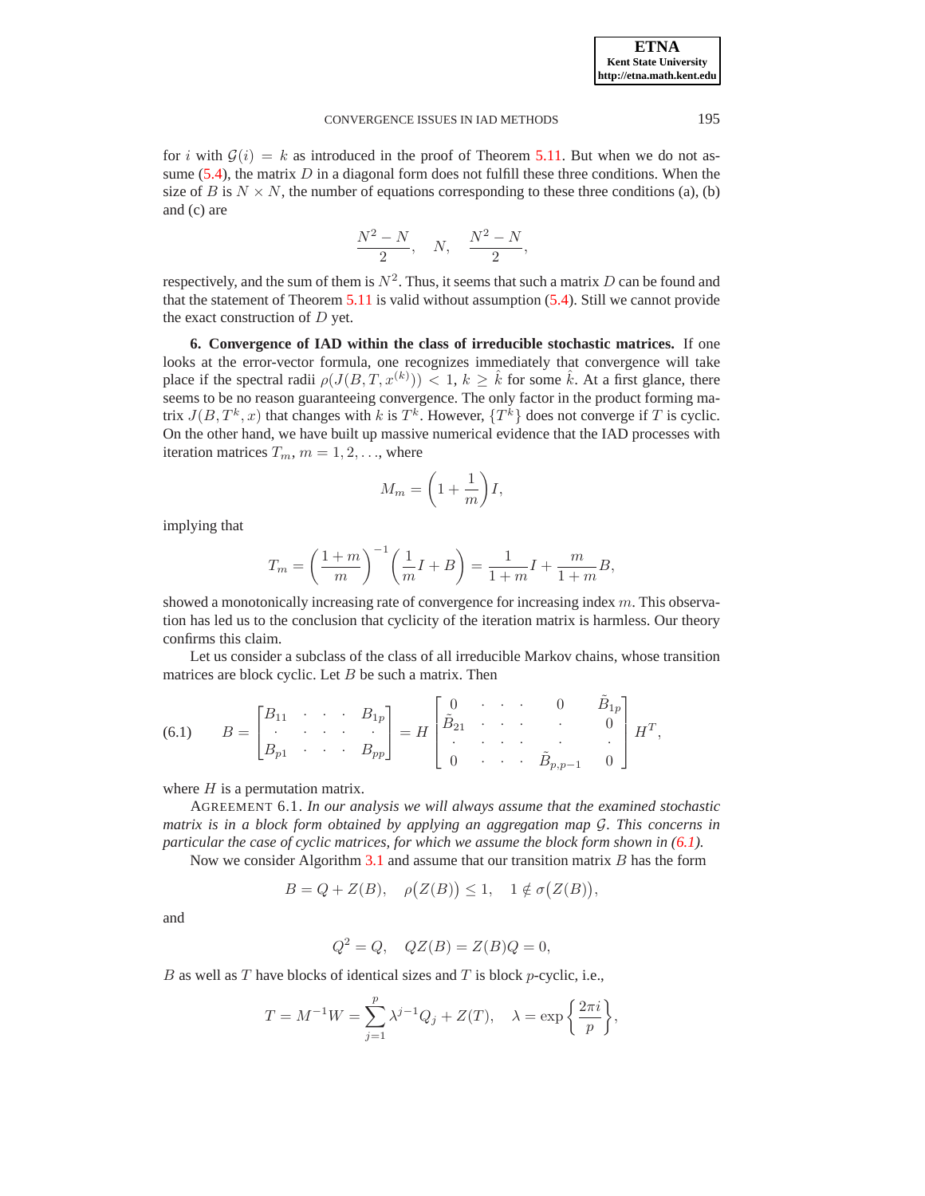for $i$ with $\mathcal{G}(i) = k$ as introduced in the proof of Theorem 5.11. But when we do not assume (5.4), the matrix $D$ in a diagonal form does not fulfill these three conditions. When the size of $B$ is $N \times N$, the number of equations corresponding to these three conditions (a), (b) and (c) are

$$\frac{N^2 - N}{2}, \quad N, \quad \frac{N^2 - N}{2},$$

respectively, and the sum of them is $N^2$. Thus, it seems that such a matrix $D$ can be found and that the statement of Theorem 5.11 is valid without assumption (5.4). Still we cannot provide the exact construction of $D$ yet.

**6. Convergence of IAD within the class of irreducible stochastic matrices.** If one looks at the error-vector formula, one recognizes immediately that convergence will take place if the spectral radii $\rho(J(B, T, x^{(k)})) < 1$, $k \geq \hat{k}$ for some $\hat{k}$. At a first glance, there seems to be no reason guaranteeing convergence. The only factor in the product forming matrix $J(B, T^k, x)$ that changes with $k$ is $T^k$. However, $\{T^k\}$ does not converge if $T$ is cyclic. On the other hand, we have built up massive numerical evidence that the IAD processes with iteration matrices $T_m$, $m = 1, 2, \ldots$, where

$$M_m = \left(1 + \frac{1}{m}\right) I,$$

implying that

$$T_m = \left(\frac{1+m}{m}\right)^{-1} \left(\frac{1}{m} I + B\right) = \frac{1}{1+m} I + \frac{m}{1+m} B,$$

showed a monotonically increasing rate of convergence for increasing index $m$. This observation has led us to the conclusion that cyclicity of the iteration matrix is harmless. Our theory confirms this claim.

Let us consider a subclass of the class of all irreducible Markov chains, whose transition matrices are block cyclic. Let $B$ be such a matrix. Then

$$B = \begin{bmatrix} B_{11} & \cdot & \cdot & \cdot & B_{1p} \\ \cdot & \cdot & \cdot & \cdot & \cdot \\ B_{p1} & \cdot & \cdot & \cdot & B_{pp} \end{bmatrix} = H \begin{bmatrix} 0 & \cdot & \cdot & \cdot & 0 & \tilde{B}_{1p} \\ \tilde{B}_{21} & \cdot & \cdot & \cdot & \cdot & 0 \\ \cdot & \cdot & \cdot & \cdot & \cdot & \cdot \\ 0 & \cdot & \cdot & \cdot & \tilde{B}_{p,p-1} & 0 \end{bmatrix} H^T, \tag{6.1}$$

where $H$ is a permutation matrix.

AGREEMENT 6.1. *In our analysis we will always assume that the examined stochastic matrix is in a block form obtained by applying an aggregation map $\mathcal{G}$. This concerns in particular the case of cyclic matrices, for which we assume the block form shown in (6.1).*

Now we consider Algorithm 3.1 and assume that our transition matrix $B$ has the form

$$B = Q + Z(B), \quad \rho\big(Z(B)\big) \leq 1, \quad 1 \notin \sigma\big(Z(B)\big),$$

and

$$Q^2 = Q, \quad QZ(B) = Z(B)Q = 0,$$

$B$ as well as $T$ have blocks of identical sizes and $T$ is block $p$-cyclic, i.e.,

$$T = M^{-1}W = \sum_{j=1}^{p} \lambda^{j-1} Q_j + Z(T), \quad \lambda = \exp\left\{\frac{2\pi i}{p}\right\},$$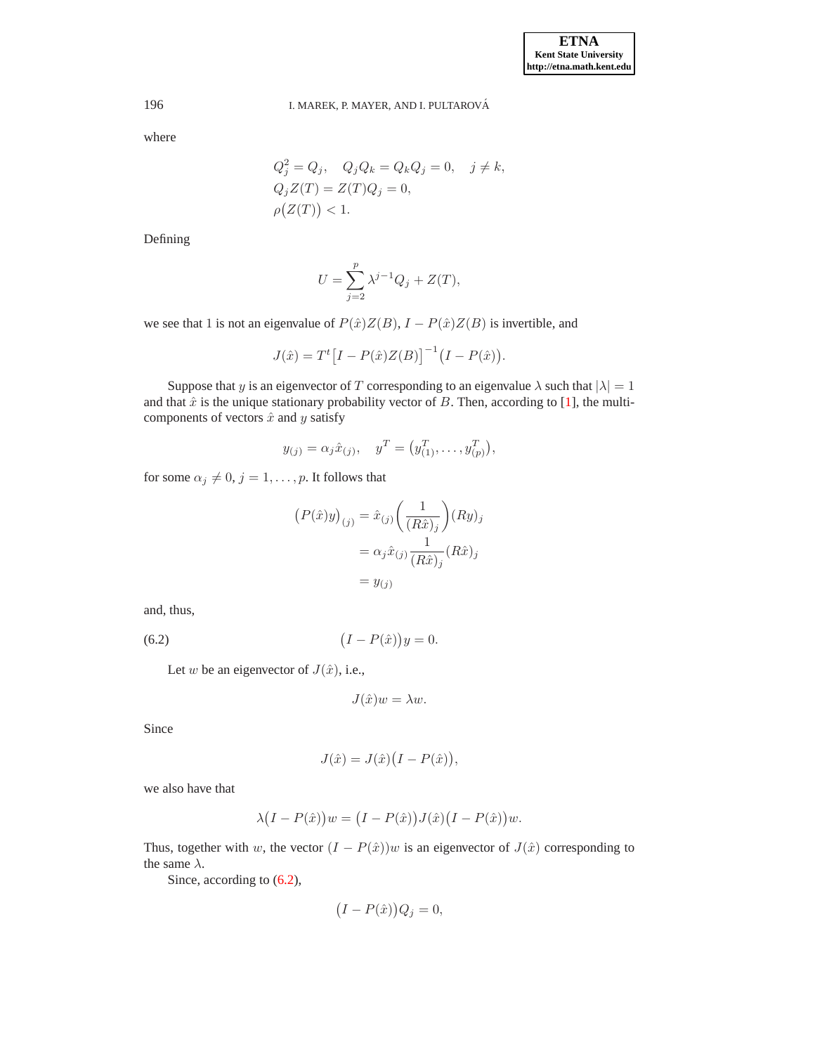where

$$
\begin{aligned}
&Q_j^2 = Q_j, \quad Q_j Q_k = Q_k Q_j = 0, \quad j \neq k,\\
&Q_j Z(T) = Z(T) Q_j = 0,\\
&\rho\big(Z(T)\big) < 1.
\end{aligned}
$$

Defining

$$
U = \sum_{j=2}^{p} \lambda^{j-1} Q_j + Z(T),
$$

we see that 1 is not an eigenvalue of $P(\hat{x})Z(B)$, $I - P(\hat{x})Z(B)$ is invertible, and

$$
J(\hat{x}) = T^t \big[I - P(\hat{x})Z(B)\big]^{-1} \big(I - P(\hat{x})\big).
$$

Suppose that $y$ is an eigenvector of $T$ corresponding to an eigenvalue $\lambda$ such that $|\lambda| = 1$ and that $\hat{x}$ is the unique stationary probability vector of $B$. Then, according to [1], the multi-components of vectors $\hat{x}$ and $y$ satisfy

$$
y_{(j)} = \alpha_j \hat{x}_{(j)}, \quad y^T = \big(y_{(1)}^T, \ldots, y_{(p)}^T\big),
$$

for some $\alpha_j \neq 0$, $j = 1, \ldots, p$. It follows that

$$
\begin{aligned}
\big(P(\hat{x})y\big)_{(j)} &= \hat{x}_{(j)} \left(\frac{1}{(R\hat{x})_j}\right) (Ry)_j\\
&= \alpha_j \hat{x}_{(j)} \frac{1}{(R\hat{x})_j} (R\hat{x})_j\\
&= y_{(j)}
\end{aligned}
$$

and, thus,

$$
\big(I - P(\hat{x})\big) y = 0. \tag{6.2}
$$

Let $w$ be an eigenvector of $J(\hat{x})$, i.e.,

$$
J(\hat{x}) w = \lambda w.
$$

Since

$$
J(\hat{x}) = J(\hat{x}) \big(I - P(\hat{x})\big),
$$

we also have that

$$
\lambda \big(I - P(\hat{x})\big) w = \big(I - P(\hat{x})\big) J(\hat{x}) \big(I - P(\hat{x})\big) w.
$$

Thus, together with $w$, the vector $(I - P(\hat{x}))w$ is an eigenvector of $J(\hat{x})$ corresponding to the same $\lambda$.

Since, according to (6.2),

$$
\big(I - P(\hat{x})\big) Q_j = 0,
$$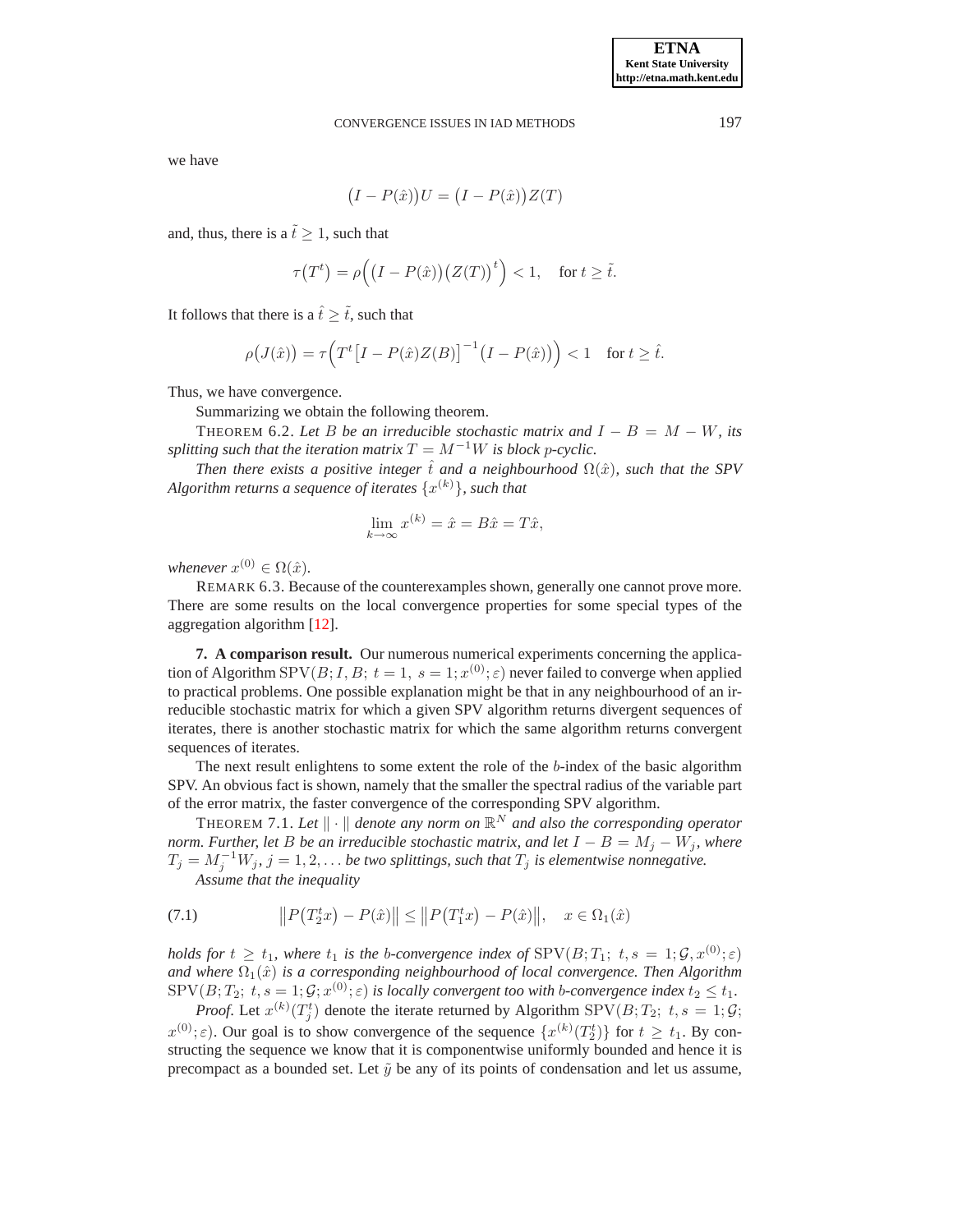we have

$$\big(I - P(\hat{x})\big)U = \big(I - P(\hat{x})\big)Z(T)$$

and, thus, there is a $\tilde{t} \geq 1$, such that

$$\tau\big(T^t\big) = \rho\Big(\big(I - P(\hat{x})\big)\big(Z(T)\big)^t\Big) < 1, \quad \text{for } t \geq \tilde{t}.$$

It follows that there is a $\hat{t} \geq \tilde{t}$, such that

$$\rho\big(J(\hat{x})\big) = \tau\Big(T^t\big[I - P(\hat{x})Z(B)\big]^{-1}\big(I - P(\hat{x})\big)\Big) < 1 \quad \text{for } t \geq \hat{t}.$$

Thus, we have convergence.

Summarizing we obtain the following theorem.

THEOREM 6.2. *Let $B$ be an irreducible stochastic matrix and $I - B = M - W$, its splitting such that the iteration matrix $T = M^{-1}W$ is block $p$-cyclic.*

*Then there exists a positive integer $\hat{t}$ and a neighbourhood $\Omega(\hat{x})$, such that the SPV Algorithm returns a sequence of iterates $\{x^{(k)}\}$, such that*

$$\lim_{k \to \infty} x^{(k)} = \hat{x} = B\hat{x} = T\hat{x},$$

*whenever $x^{(0)} \in \Omega(\hat{x})$.*

REMARK 6.3. Because of the counterexamples shown, generally one cannot prove more. There are some results on the local convergence properties for some special types of the aggregation algorithm [12].

**7. A comparison result.** Our numerous numerical experiments concerning the application of Algorithm $\mathrm{SPV}(B; I, B;\ t = 1,\ s = 1; x^{(0)}; \varepsilon)$ never failed to converge when applied to practical problems. One possible explanation might be that in any neighbourhood of an irreducible stochastic matrix for which a given SPV algorithm returns divergent sequences of iterates, there is another stochastic matrix for which the same algorithm returns convergent sequences of iterates.

The next result enlightens to some extent the role of the $b$-index of the basic algorithm SPV. An obvious fact is shown, namely that the smaller the spectral radius of the variable part of the error matrix, the faster convergence of the corresponding SPV algorithm.

THEOREM 7.1. *Let $\|\cdot\|$ denote any norm on $\mathbb{R}^N$ and also the corresponding operator norm. Further, let $B$ be an irreducible stochastic matrix, and let $I - B = M_j - W_j$, where $T_j = M_j^{-1}W_j$, $j = 1, 2, \ldots$ be two splittings, such that $T_j$ is elementwise nonnegative.*

*Assume that the inequality*

$$\big\|P\big(T_2^t x\big) - P(\hat{x})\big\| \leq \big\|P\big(T_1^t x\big) - P(\hat{x})\big\|, \quad x \in \Omega_1(\hat{x}) \tag{7.1}$$

*holds for $t \geq t_1$, where $t_1$ is the $b$-convergence index of $\mathrm{SPV}(B; T_1;\ t, s = 1; \mathcal{G}, x^{(0)}; \varepsilon)$ and where $\Omega_1(\hat{x})$ is a corresponding neighbourhood of local convergence. Then Algorithm $\mathrm{SPV}(B; T_2;\ t, s = 1; \mathcal{G}; x^{(0)}; \varepsilon)$ is locally convergent too with $b$-convergence index $t_2 \leq t_1$.*

*Proof*. Let $x^{(k)}(T_j^t)$ denote the iterate returned by Algorithm $\mathrm{SPV}(B; T_2;\ t, s = 1; \mathcal{G}; x^{(0)}; \varepsilon)$. Our goal is to show convergence of the sequence $\{x^{(k)}(T_2^t)\}$ for $t \geq t_1$. By constructing the sequence we know that it is componentwise uniformly bounded and hence it is precompact as a bounded set. Let $\tilde{y}$ be any of its points of condensation and let us assume,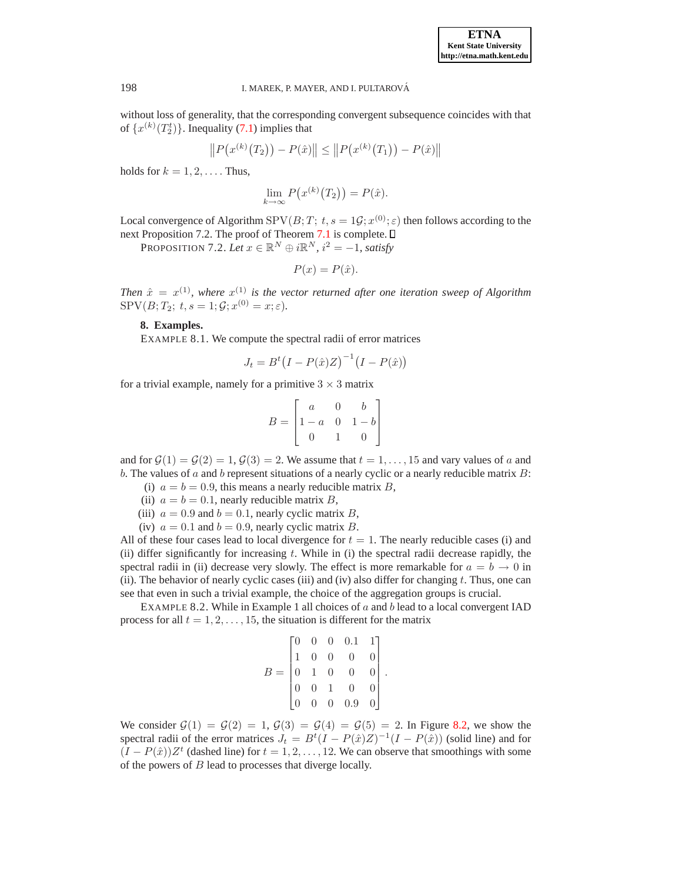without loss of generality, that the corresponding convergent subsequence coincides with that of $\{x^{(k)}(T_2^t)\}$. Inequality (7.1) implies that

$$\left\|P\big(x^{(k)}(T_2)\big) - P(\hat{x})\right\| \leq \left\|P\big(x^{(k)}(T_1)\big) - P(\hat{x})\right\|$$

holds for $k = 1, 2, \ldots$. Thus,

$$\lim_{k \to \infty} P\big(x^{(k)}(T_2)\big) = P(\hat{x}).$$

Local convergence of Algorithm $\mathrm{SPV}(B; T;\ t, s = 1\mathcal{G}; x^{(0)}; \varepsilon)$ then follows according to the next Proposition 7.2. The proof of Theorem 7.1 is complete. ☐

PROPOSITION 7.2. *Let $x \in \mathbb{R}^N \oplus i\mathbb{R}^N$, $i^2 = -1$, satisfy*

$$P(x) = P(\hat{x}).$$

*Then $\hat{x} = x^{(1)}$, where $x^{(1)}$ is the vector returned after one iteration sweep of Algorithm $\mathrm{SPV}(B; T_2;\ t, s = 1; \mathcal{G}; x^{(0)} = x; \varepsilon)$.*

## 8. Examples.

EXAMPLE 8.1. We compute the spectral radii of error matrices

$$J_t = B^t\big(I - P(\hat{x})Z\big)^{-1}\big(I - P(\hat{x})\big)$$

for a trivial example, namely for a primitive $3 \times 3$ matrix

$$B = \begin{bmatrix} a & 0 & b \\ 1-a & 0 & 1-b \\ 0 & 1 & 0 \end{bmatrix}$$

and for $\mathcal{G}(1) = \mathcal{G}(2) = 1$, $\mathcal{G}(3) = 2$. We assume that $t = 1, \ldots, 15$ and vary values of $a$ and $b$. The values of $a$ and $b$ represent situations of a nearly cyclic or a nearly reducible matrix $B$:

- (i) $a = b = 0.9$, this means a nearly reducible matrix $B$,
- (ii) $a = b = 0.1$, nearly reducible matrix $B$,
- (iii) $a = 0.9$ and $b = 0.1$, nearly cyclic matrix $B$,
- (iv) $a = 0.1$ and $b = 0.9$, nearly cyclic matrix $B$.

All of these four cases lead to local divergence for $t = 1$. The nearly reducible cases (i) and (ii) differ significantly for increasing $t$. While in (i) the spectral radii decrease rapidly, the spectral radii in (ii) decrease very slowly. The effect is more remarkable for $a = b \to 0$ in (ii). The behavior of nearly cyclic cases (iii) and (iv) also differ for changing $t$. Thus, one can see that even in such a trivial example, the choice of the aggregation groups is crucial.

EXAMPLE 8.2. While in Example 1 all choices of $a$ and $b$ lead to a local convergent IAD process for all $t = 1, 2, \ldots, 15$, the situation is different for the matrix

$$B = \begin{bmatrix} 0 & 0 & 0 & 0.1 & 1 \\ 1 & 0 & 0 & 0 & 0 \\ 0 & 1 & 0 & 0 & 0 \\ 0 & 0 & 1 & 0 & 0 \\ 0 & 0 & 0 & 0.9 & 0 \end{bmatrix}.$$

We consider $\mathcal{G}(1) = \mathcal{G}(2) = 1$, $\mathcal{G}(3) = \mathcal{G}(4) = \mathcal{G}(5) = 2$. In Figure 8.2, we show the spectral radii of the error matrices $J_t = B^t(I - P(\hat{x})Z)^{-1}(I - P(\hat{x}))$ (solid line) and for $(I - P(\hat{x}))Z^t$ (dashed line) for $t = 1, 2, \ldots, 12$. We can observe that smoothings with some of the powers of $B$ lead to processes that diverge locally.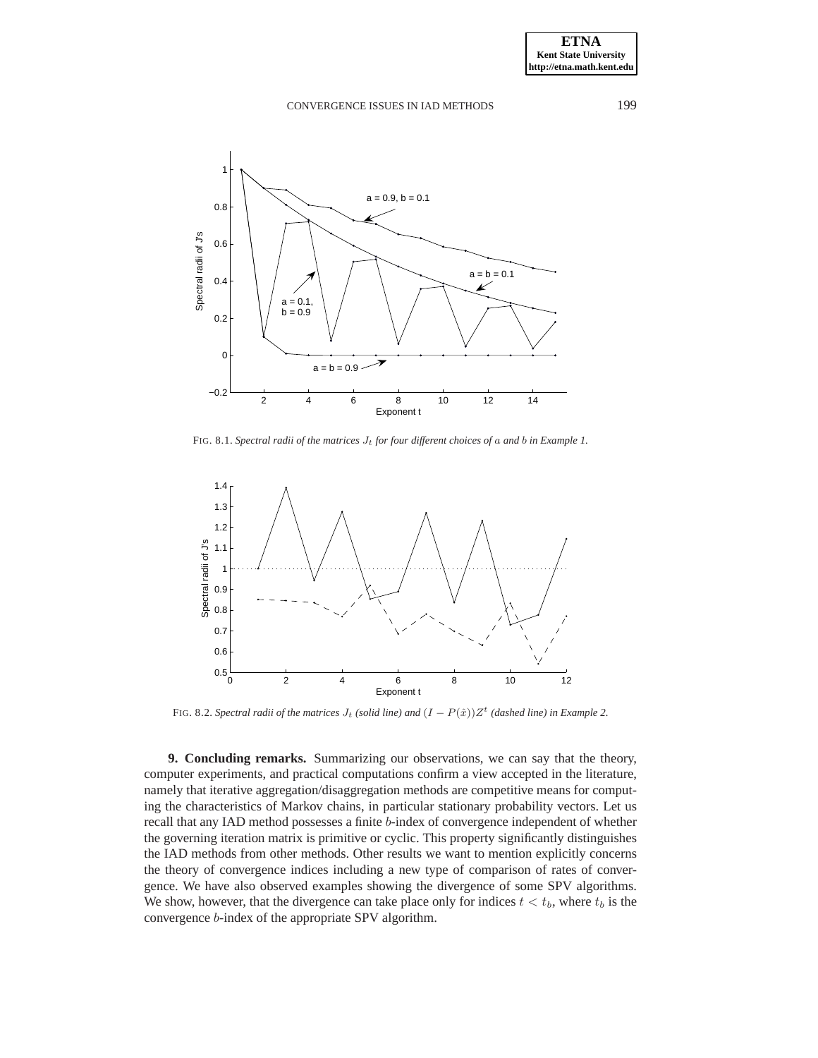FIG. 8.1. *Spectral radii of the matrices $J_t$ for four different choices of $a$ and $b$ in Example 1.*

FIG. 8.2. *Spectral radii of the matrices $J_t$ (solid line) and $(I - P(\hat{x}))Z^t$ (dashed line) in Example 2.*

**9. Concluding remarks.** Summarizing our observations, we can say that the theory, computer experiments, and practical computations confirm a view accepted in the literature, namely that iterative aggregation/disaggregation methods are competitive means for computing the characteristics of Markov chains, in particular stationary probability vectors. Let us recall that any IAD method possesses a finite $b$-index of convergence independent of whether the governing iteration matrix is primitive or cyclic. This property significantly distinguishes the IAD methods from other methods. Other results we want to mention explicitly concerns the theory of convergence indices including a new type of comparison of rates of convergence. We have also observed examples showing the divergence of some SPV algorithms. We show, however, that the divergence can take place only for indices $t < t_b$, where $t_b$ is the convergence $b$-index of the appropriate SPV algorithm.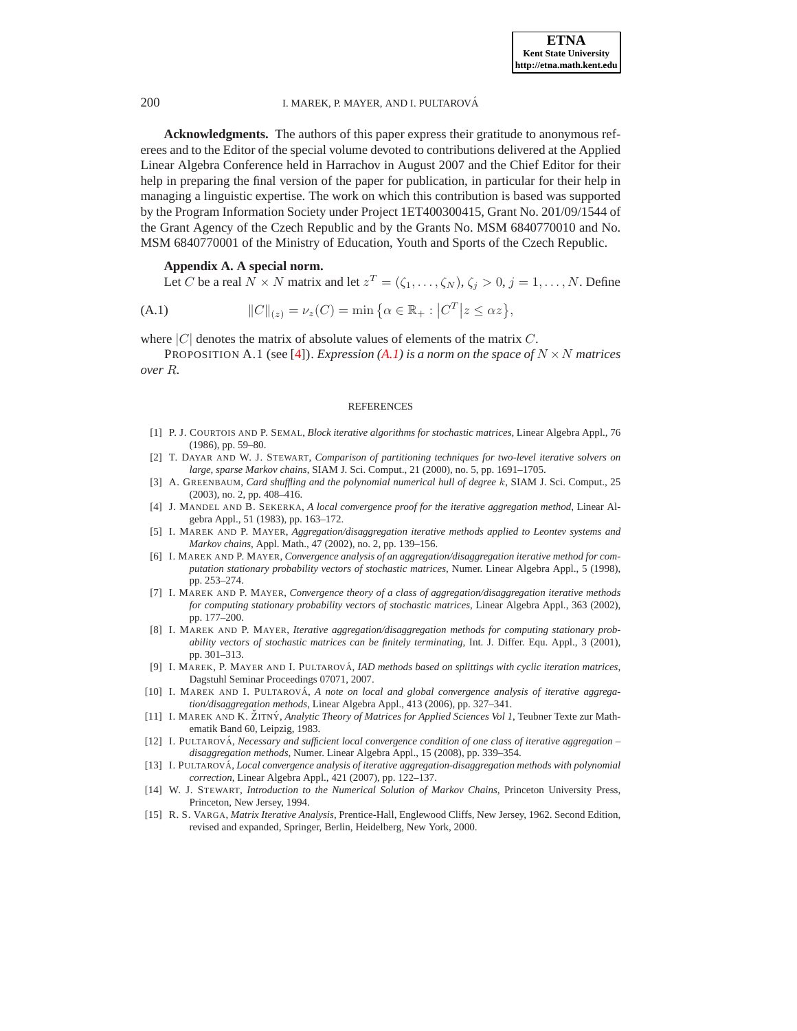**Acknowledgments.** The authors of this paper express their gratitude to anonymous referees and to the Editor of the special volume devoted to contributions delivered at the Applied Linear Algebra Conference held in Harrachov in August 2007 and the Chief Editor for their help in preparing the final version of the paper for publication, in particular for their help in managing a linguistic expertise. The work on which this contribution is based was supported by the Program Information Society under Project 1ET400300415, Grant No. 201/09/1544 of the Grant Agency of the Czech Republic and by the Grants No. MSM 6840770010 and No. MSM 6840770001 of the Ministry of Education, Youth and Sports of the Czech Republic.

## Appendix A. A special norm.

Let $C$ be a real $N \times N$ matrix and let $z^T = (\zeta_1, \ldots, \zeta_N)$, $\zeta_j > 0$, $j = 1, \ldots, N$. Define

$$\|C\|_{(z)} = \nu_z(C) = \min\left\{\alpha \in \mathbb{R}_+ : \left|C^T\right| z \leq \alpha z\right\}, \tag{A.1}$$

where $|C|$ denotes the matrix of absolute values of elements of the matrix $C$.

PROPOSITION A.1 (see [4]). *Expression (A.1) is a norm on the space of $N \times N$ matrices over $R$.*

## REFERENCES

[1] P. J. COURTOIS AND P. SEMAL, *Block iterative algorithms for stochastic matrices*, Linear Algebra Appl., 76 (1986), pp. 59–80.

[2] T. DAYAR AND W. J. STEWART, *Comparison of partitioning techniques for two-level iterative solvers on large, sparse Markov chains*, SIAM J. Sci. Comput., 21 (2000), no. 5, pp. 1691–1705.

[3] A. GREENBAUM, *Card shuffling and the polynomial numerical hull of degree $k$*, SIAM J. Sci. Comput., 25 (2003), no. 2, pp. 408–416.

[4] J. MANDEL AND B. SEKERKA, *A local convergence proof for the iterative aggregation method*, Linear Algebra Appl., 51 (1983), pp. 163–172.

[5] I. MAREK AND P. MAYER, *Aggregation/disaggregation iterative methods applied to Leontev systems and Markov chains*, Appl. Math., 47 (2002), no. 2, pp. 139–156.

[6] I. MAREK AND P. MAYER, *Convergence analysis of an aggregation/disaggregation iterative method for computation stationary probability vectors of stochastic matrices*, Numer. Linear Algebra Appl., 5 (1998), pp. 253–274.

[7] I. MAREK AND P. MAYER, *Convergence theory of a class of aggregation/disaggregation iterative methods for computing stationary probability vectors of stochastic matrices*, Linear Algebra Appl., 363 (2002), pp. 177–200.

[8] I. MAREK AND P. MAYER, *Iterative aggregation/disaggregation methods for computing stationary probability vectors of stochastic matrices can be finitely terminating*, Int. J. Differ. Equ. Appl., 3 (2001), pp. 301–313.

[9] I. MAREK, P. MAYER AND I. PULTAROVÁ, *IAD methods based on splittings with cyclic iteration matrices*, Dagstuhl Seminar Proceedings 07071, 2007.

[10] I. MAREK AND I. PULTAROVÁ, *A note on local and global convergence analysis of iterative aggregation/disaggregation methods*, Linear Algebra Appl., 413 (2006), pp. 327–341.

[11] I. MAREK AND K. ŽITNÝ, *Analytic Theory of Matrices for Applied Sciences Vol 1*, Teubner Texte zur Mathematik Band 60, Leipzig, 1983.

[12] I. PULTAROVÁ, *Necessary and sufficient local convergence condition of one class of iterative aggregation – disaggregation methods*, Numer. Linear Algebra Appl., 15 (2008), pp. 339–354.

[13] I. PULTAROVÁ, *Local convergence analysis of iterative aggregation-disaggregation methods with polynomial correction*, Linear Algebra Appl., 421 (2007), pp. 122–137.

[14] W. J. STEWART, *Introduction to the Numerical Solution of Markov Chains*, Princeton University Press, Princeton, New Jersey, 1994.

[15] R. S. VARGA, *Matrix Iterative Analysis*, Prentice-Hall, Englewood Cliffs, New Jersey, 1962. Second Edition, revised and expanded, Springer, Berlin, Heidelberg, New York, 2000.